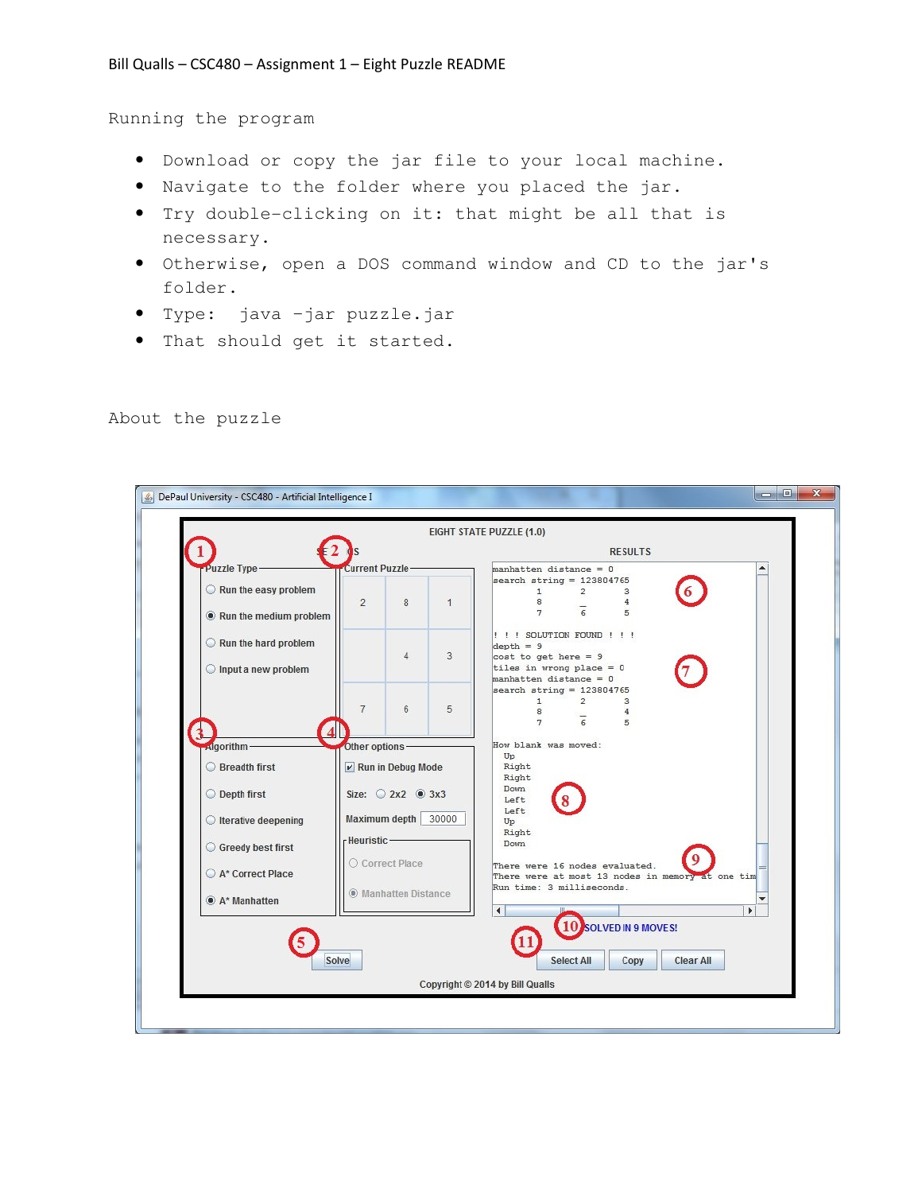Bill Qualls – CSC480 – Assignment 1 – Eight Puzzle README

## Running the program

- Download or copy the jar file to your local machine.
- Navigate to the folder where you placed the jar.
- Try double-clicking on it: that might be all that is necessary.
- Otherwise, open a DOS command window and CD to the jar's folder.
- Type: java –jar puzzle.jar
- That should get it started.

## About the puzzle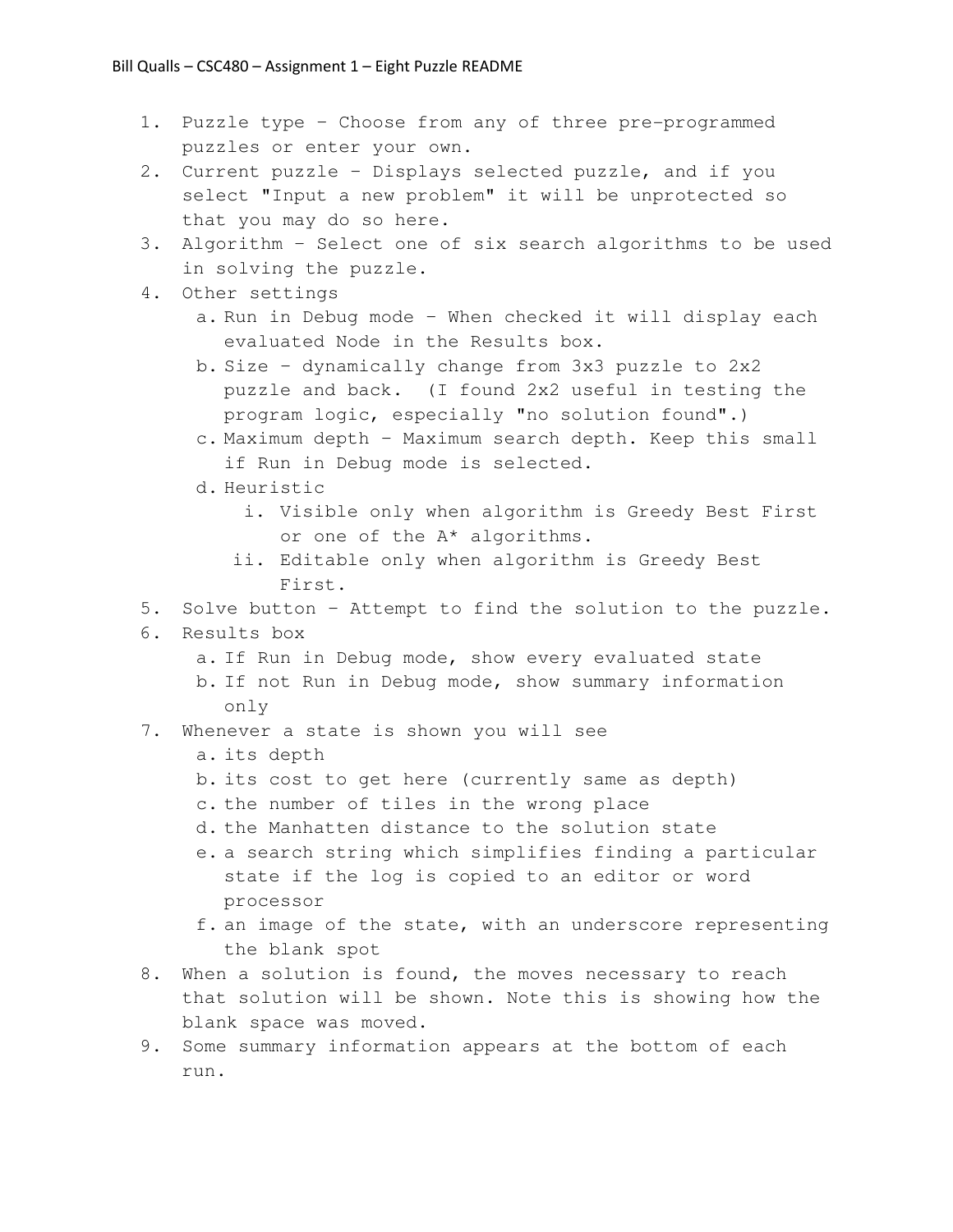1. Puzzle type – Choose from any of three pre-programmed puzzles or enter your own.
2. Current puzzle – Displays selected puzzle, and if you select "Input a new problem" it will be unprotected so that you may do so here.
3. Algorithm – Select one of six search algorithms to be used in solving the puzzle.
4. Other settings
   a. Run in Debug mode – When checked it will display each evaluated Node in the Results box.
   b. Size – dynamically change from 3x3 puzzle to 2x2 puzzle and back. (I found 2x2 useful in testing the program logic, especially "no solution found".)
   c. Maximum depth – Maximum search depth. Keep this small if Run in Debug mode is selected.
   d. Heuristic
      i. Visible only when algorithm is Greedy Best First or one of the A* algorithms.
      ii. Editable only when algorithm is Greedy Best First.
5. Solve button – Attempt to find the solution to the puzzle.
6. Results box
   a. If Run in Debug mode, show every evaluated state
   b. If not Run in Debug mode, show summary information only
7. Whenever a state is shown you will see
   a. its depth
   b. its cost to get here (currently same as depth)
   c. the number of tiles in the wrong place
   d. the Manhatten distance to the solution state
   e. a search string which simplifies finding a particular state if the log is copied to an editor or word processor
   f. an image of the state, with an underscore representing the blank spot
8. When a solution is found, the moves necessary to reach that solution will be shown. Note this is showing how the blank space was moved.
9. Some summary information appears at the bottom of each run.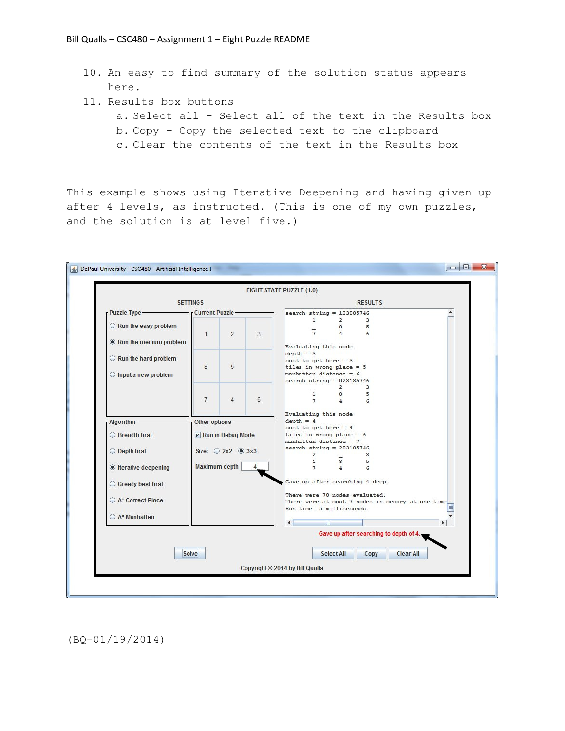10. An easy to find summary of the solution status appears here.
11. Results box buttons
    a. Select all – Select all of the text in the Results box
    b. Copy – Copy the selected text to the clipboard
    c. Clear the contents of the text in the Results box

This example shows using Iterative Deepening and having given up after 4 levels, as instructed. (This is one of my own puzzles, and the solution is at level five.)

DePaul University - CSC480 - Artificial Intelligence I

EIGHT STATE PUZZLE (1.0)

SETTINGS

Puzzle Type
- Run the easy problem
- (•) Run the medium problem
- Run the hard problem
- Input a new problem

Current Puzzle

| | | |
|---|---|---|
| 1 | 2 | 3 |
| 8 | 5 | |
| 7 | 4 | 6 |

Algorithm
- Breadth first
- Depth first
- (•) Iterative deepening
- Greedy best first
- A* Correct Place
- A* Manhatten

Other options
- [x] Run in Debug Mode
- Size: 2x2 (•) 3x3
- Maximum depth 4

RESULTS

```
search string = 123085746
        1       2       3
        _       8       5
        7       4       6

Evaluating this node
depth = 3
cost to get here = 3
tiles in wrong place = 5
manhatten distance = 6
search string = 023185746
        _       2       3
        1       8       5
        7       4       6

Evaluating this node
depth = 4
cost to get here = 4
tiles in wrong place = 6
manhatten distance = 7
search string = 203185746
        2       _       3
        1       8       5
        7       4       6

Gave up after searching 4 deep.

There were 70 nodes evaluated.
There were at most 7 nodes in memory at one time
Run time: 5 milliseconds.
```

Gave up after searching to depth of 4.

Solve | Select All | Copy | Clear All

Copyright © 2014 by Bill Qualls

(BQ-01/19/2014)